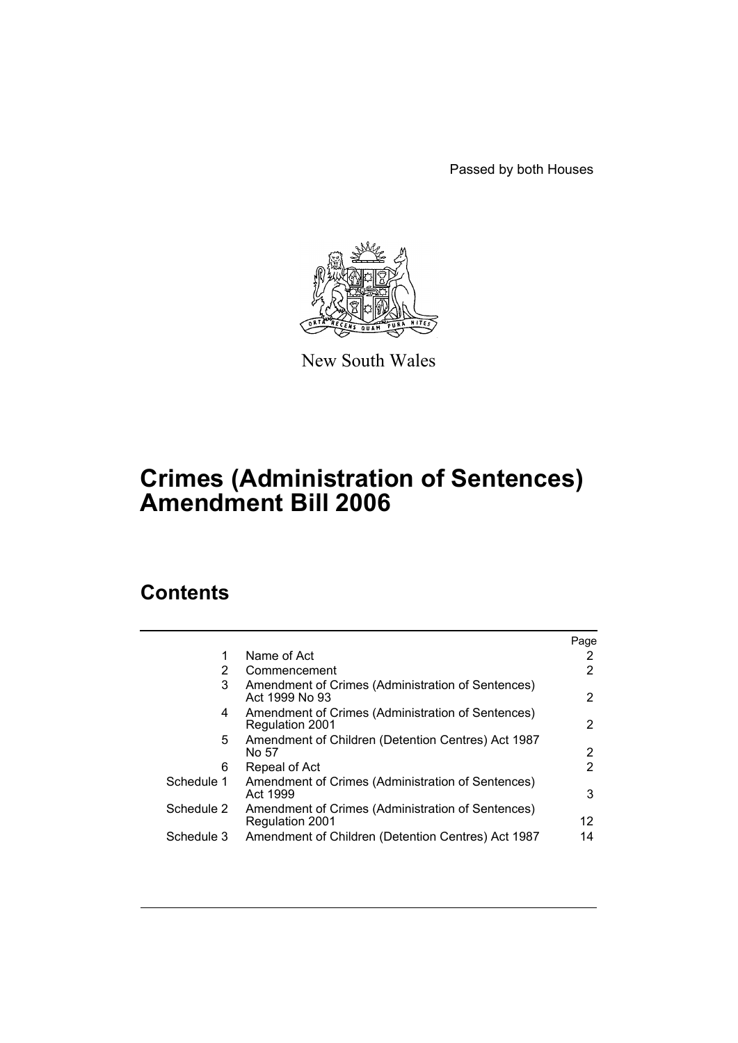Passed by both Houses

New South Wales

# Crimes (Administration of Sentences) Amendment Bill 2006

## Contents

| | | Page |
|---|---|---|
| 1 | Name of Act | 2 |
| 2 | Commencement | 2 |
| 3 | Amendment of Crimes (Administration of Sentences) Act 1999 No 93 | 2 |
| 4 | Amendment of Crimes (Administration of Sentences) Regulation 2001 | 2 |
| 5 | Amendment of Children (Detention Centres) Act 1987 No 57 | 2 |
| 6 | Repeal of Act | 2 |
| Schedule 1 | Amendment of Crimes (Administration of Sentences) Act 1999 | 3 |
| Schedule 2 | Amendment of Crimes (Administration of Sentences) Regulation 2001 | 12 |
| Schedule 3 | Amendment of Children (Detention Centres) Act 1987 | 14 |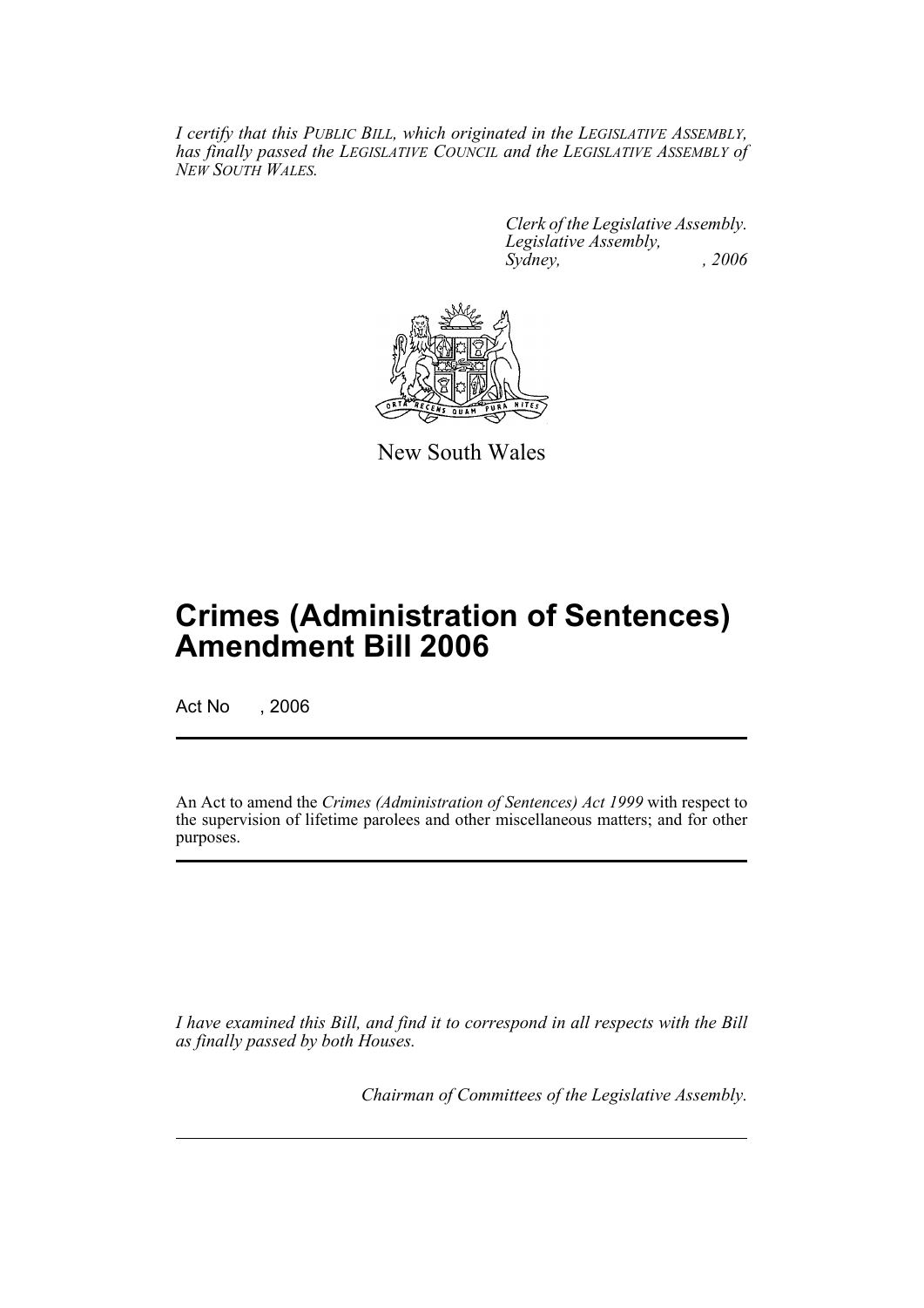*I certify that this PUBLIC BILL, which originated in the LEGISLATIVE ASSEMBLY, has finally passed the LEGISLATIVE COUNCIL and the LEGISLATIVE ASSEMBLY of NEW SOUTH WALES.*

*Clerk of the Legislative Assembly.*
*Legislative Assembly,*
*Sydney, , 2006*

New South Wales

# Crimes (Administration of Sentences) Amendment Bill 2006

Act No , 2006

An Act to amend the *Crimes (Administration of Sentences) Act 1999* with respect to the supervision of lifetime parolees and other miscellaneous matters; and for other purposes.

*I have examined this Bill, and find it to correspond in all respects with the Bill as finally passed by both Houses.*

*Chairman of Committees of the Legislative Assembly.*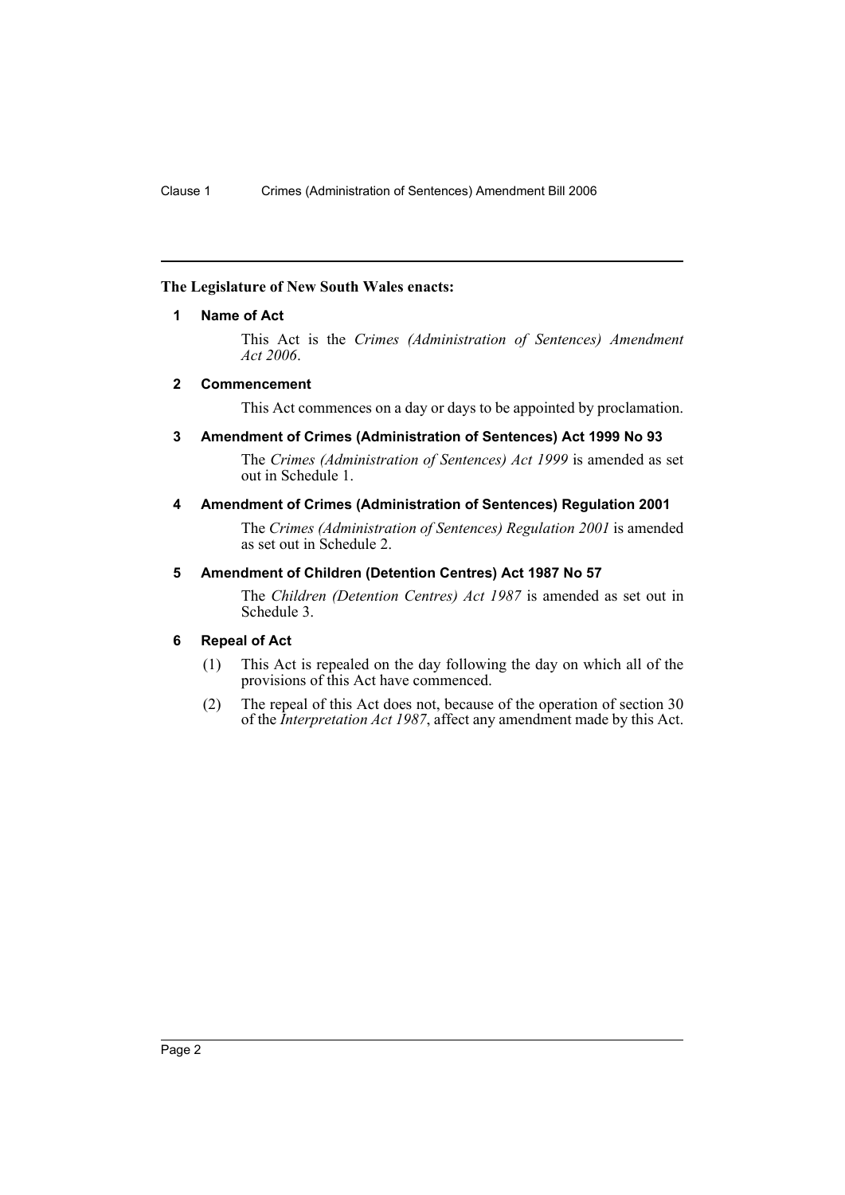**The Legislature of New South Wales enacts:**

## 1 Name of Act

This Act is the *Crimes (Administration of Sentences) Amendment Act 2006*.

## 2 Commencement

This Act commences on a day or days to be appointed by proclamation.

## 3 Amendment of Crimes (Administration of Sentences) Act 1999 No 93

The *Crimes (Administration of Sentences) Act 1999* is amended as set out in Schedule 1.

## 4 Amendment of Crimes (Administration of Sentences) Regulation 2001

The *Crimes (Administration of Sentences) Regulation 2001* is amended as set out in Schedule 2.

## 5 Amendment of Children (Detention Centres) Act 1987 No 57

The *Children (Detention Centres) Act 1987* is amended as set out in Schedule 3.

## 6 Repeal of Act

(1) This Act is repealed on the day following the day on which all of the provisions of this Act have commenced.

(2) The repeal of this Act does not, because of the operation of section 30 of the *Interpretation Act 1987*, affect any amendment made by this Act.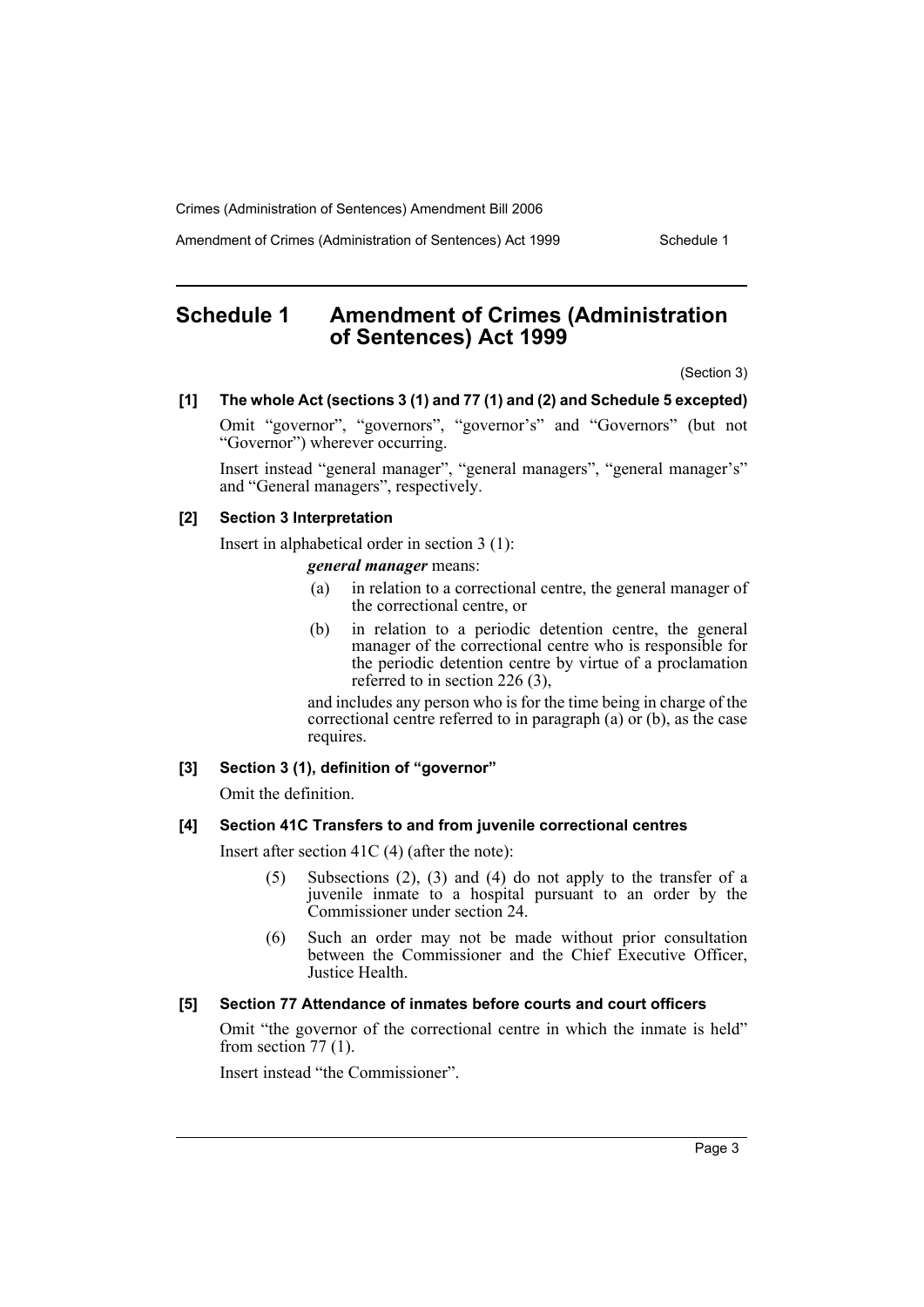# Schedule 1 Amendment of Crimes (Administration of Sentences) Act 1999

(Section 3)

**[1] The whole Act (sections 3 (1) and 77 (1) and (2) and Schedule 5 excepted)**

Omit "governor", "governors", "governor's" and "Governors" (but not "Governor") wherever occurring.

Insert instead "general manager", "general managers", "general manager's" and "General managers", respectively.

**[2] Section 3 Interpretation**

Insert in alphabetical order in section 3 (1):

> ***general manager*** means:
>
> (a) in relation to a correctional centre, the general manager of the correctional centre, or
>
> (b) in relation to a periodic detention centre, the general manager of the correctional centre who is responsible for the periodic detention centre by virtue of a proclamation referred to in section 226 (3),
>
> and includes any person who is for the time being in charge of the correctional centre referred to in paragraph (a) or (b), as the case requires.

**[3] Section 3 (1), definition of "governor"**

Omit the definition.

**[4] Section 41C Transfers to and from juvenile correctional centres**

Insert after section 41C (4) (after the note):

> (5) Subsections (2), (3) and (4) do not apply to the transfer of a juvenile inmate to a hospital pursuant to an order by the Commissioner under section 24.
>
> (6) Such an order may not be made without prior consultation between the Commissioner and the Chief Executive Officer, Justice Health.

**[5] Section 77 Attendance of inmates before courts and court officers**

Omit "the governor of the correctional centre in which the inmate is held" from section 77 (1).

Insert instead "the Commissioner".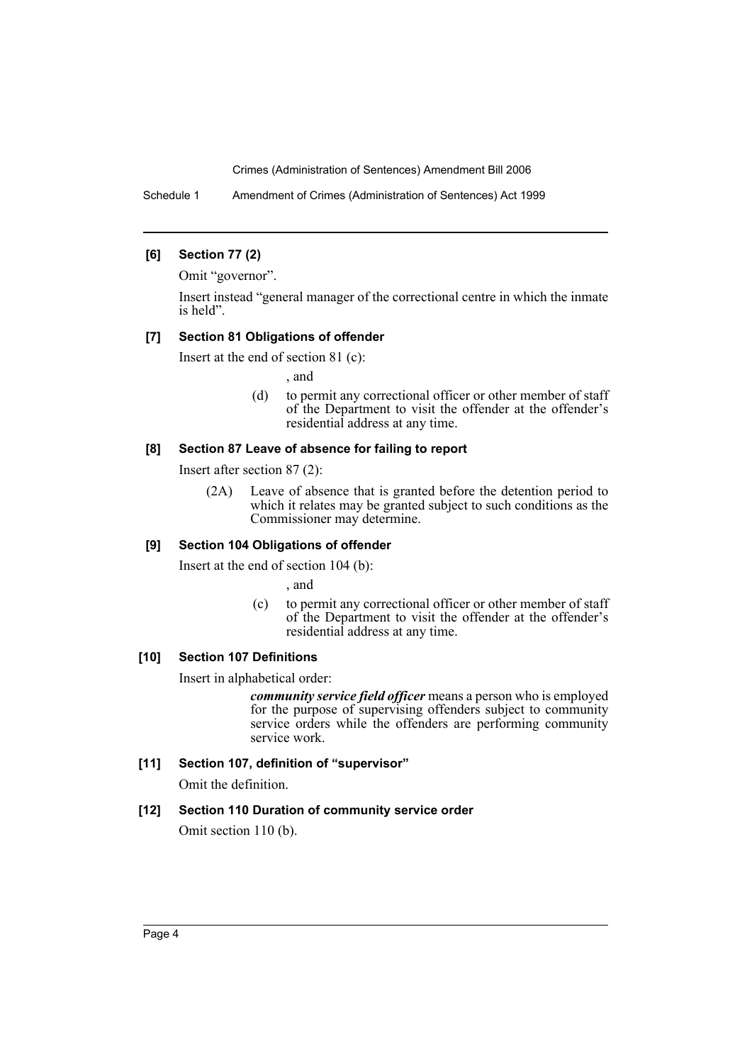### [6] Section 77 (2)

Omit "governor".

Insert instead "general manager of the correctional centre in which the inmate is held".

### [7] Section 81 Obligations of offender

Insert at the end of section 81 (c):

, and

(d) to permit any correctional officer or other member of staff of the Department to visit the offender at the offender's residential address at any time.

### [8] Section 87 Leave of absence for failing to report

Insert after section 87 (2):

(2A) Leave of absence that is granted before the detention period to which it relates may be granted subject to such conditions as the Commissioner may determine.

### [9] Section 104 Obligations of offender

Insert at the end of section 104 (b):

, and

(c) to permit any correctional officer or other member of staff of the Department to visit the offender at the offender's residential address at any time.

### [10] Section 107 Definitions

Insert in alphabetical order:

***community service field officer*** means a person who is employed for the purpose of supervising offenders subject to community service orders while the offenders are performing community service work.

### [11] Section 107, definition of "supervisor"

Omit the definition.

### [12] Section 110 Duration of community service order

Omit section 110 (b).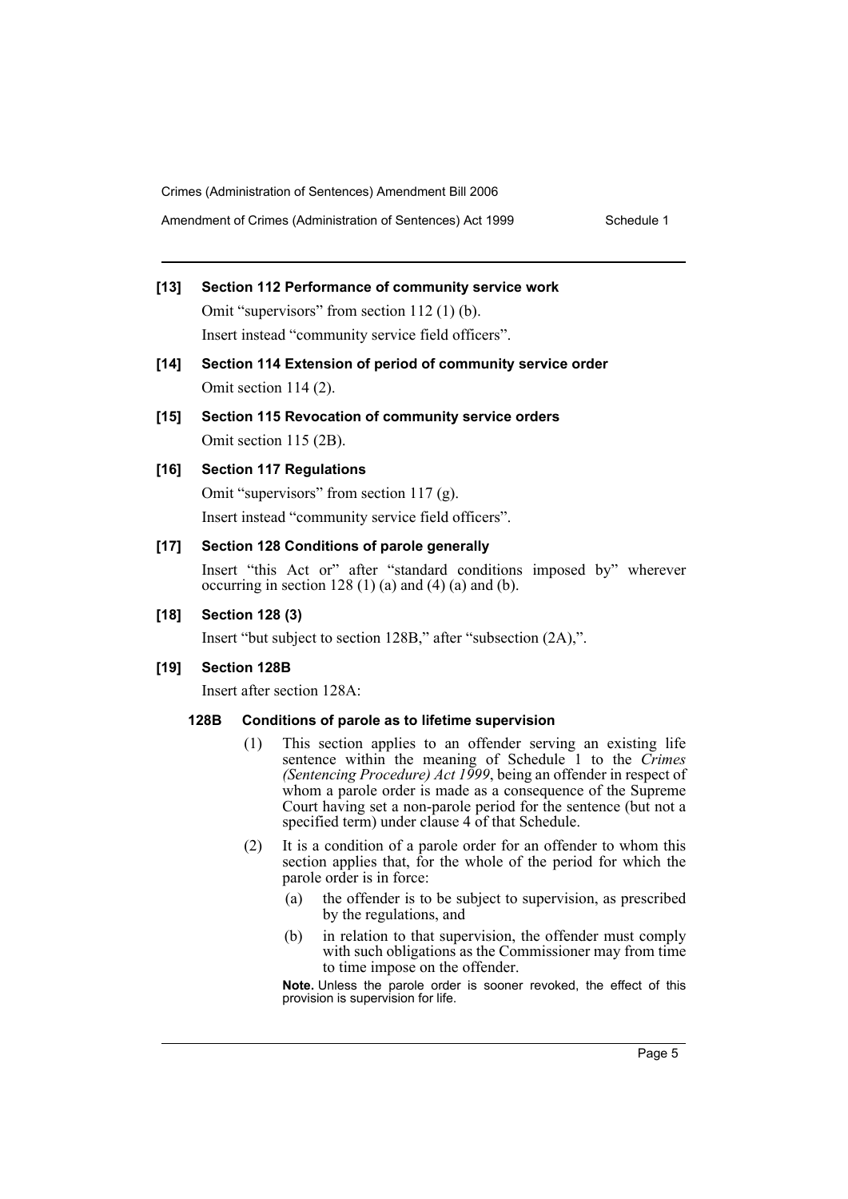### [13] Section 112 Performance of community service work

Omit "supervisors" from section 112 (1) (b).

Insert instead "community service field officers".

### [14] Section 114 Extension of period of community service order

Omit section 114 (2).

### [15] Section 115 Revocation of community service orders

Omit section 115 (2B).

### [16] Section 117 Regulations

Omit "supervisors" from section 117 (g).

Insert instead "community service field officers".

### [17] Section 128 Conditions of parole generally

Insert "this Act or" after "standard conditions imposed by" wherever occurring in section 128 (1) (a) and (4) (a) and (b).

### [18] Section 128 (3)

Insert "but subject to section 128B," after "subsection (2A),".

### [19] Section 128B

Insert after section 128A:

#### 128B Conditions of parole as to lifetime supervision

(1) This section applies to an offender serving an existing life sentence within the meaning of Schedule 1 to the *Crimes (Sentencing Procedure) Act 1999*, being an offender in respect of whom a parole order is made as a consequence of the Supreme Court having set a non-parole period for the sentence (but not a specified term) under clause 4 of that Schedule.

(2) It is a condition of a parole order for an offender to whom this section applies that, for the whole of the period for which the parole order is in force:

- (a) the offender is to be subject to supervision, as prescribed by the regulations, and
- (b) in relation to that supervision, the offender must comply with such obligations as the Commissioner may from time to time impose on the offender.

**Note.** Unless the parole order is sooner revoked, the effect of this provision is supervision for life.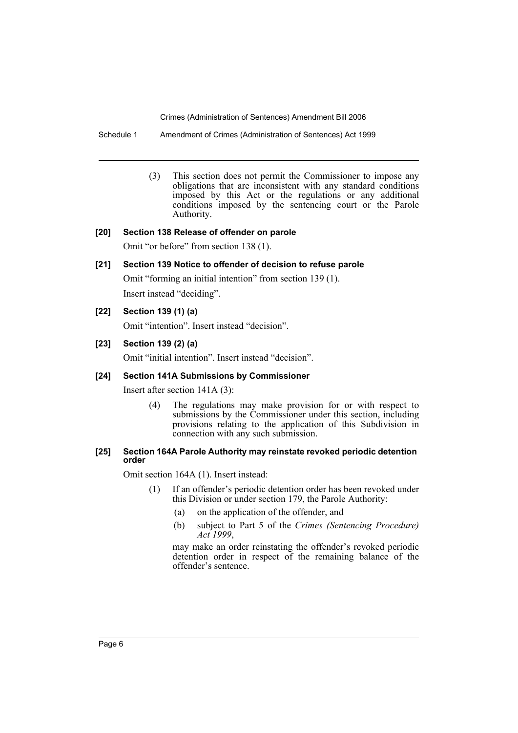(3) This section does not permit the Commissioner to impose any obligations that are inconsistent with any standard conditions imposed by this Act or the regulations or any additional conditions imposed by the sentencing court or the Parole Authority.

**[20] Section 138 Release of offender on parole**

Omit "or before" from section 138 (1).

**[21] Section 139 Notice to offender of decision to refuse parole**

Omit "forming an initial intention" from section 139 (1).

Insert instead "deciding".

**[22] Section 139 (1) (a)**

Omit "intention". Insert instead "decision".

**[23] Section 139 (2) (a)**

Omit "initial intention". Insert instead "decision".

**[24] Section 141A Submissions by Commissioner**

Insert after section 141A (3):

(4) The regulations may make provision for or with respect to submissions by the Commissioner under this section, including provisions relating to the application of this Subdivision in connection with any such submission.

**[25] Section 164A Parole Authority may reinstate revoked periodic detention order**

Omit section 164A (1). Insert instead:

(1) If an offender's periodic detention order has been revoked under this Division or under section 179, the Parole Authority:

(a) on the application of the offender, and

(b) subject to Part 5 of the *Crimes (Sentencing Procedure) Act 1999*,

may make an order reinstating the offender's revoked periodic detention order in respect of the remaining balance of the offender's sentence.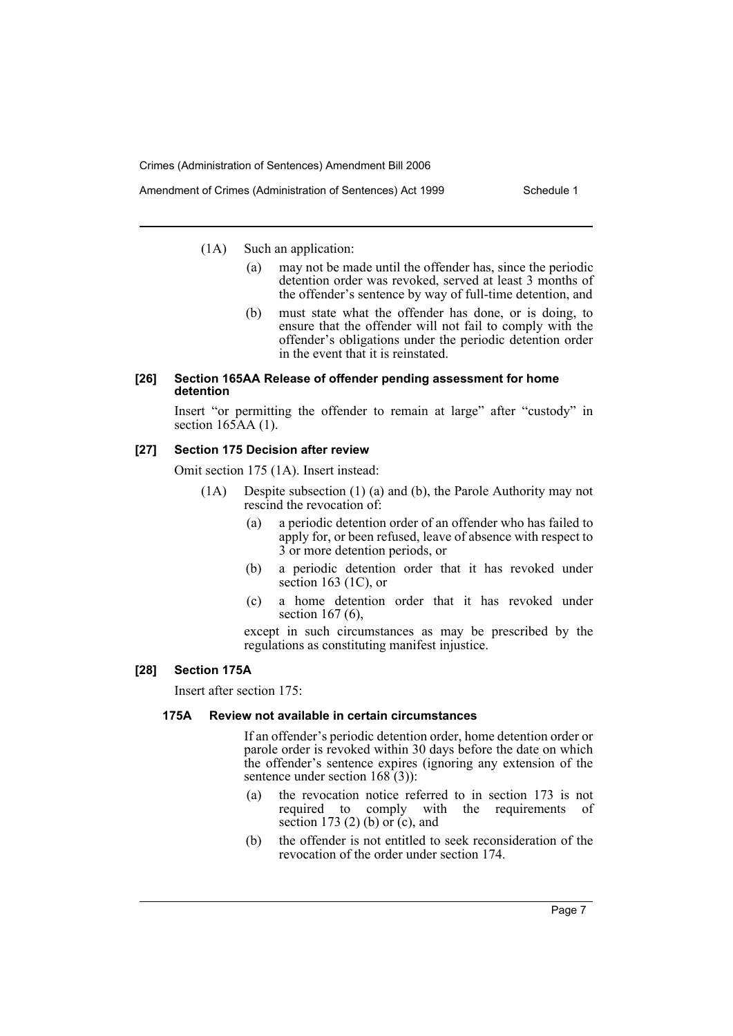(1A) Such an application:

- (a) may not be made until the offender has, since the periodic detention order was revoked, served at least 3 months of the offender's sentence by way of full-time detention, and
- (b) must state what the offender has done, or is doing, to ensure that the offender will not fail to comply with the offender's obligations under the periodic detention order in the event that it is reinstated.

#### [26] Section 165AA Release of offender pending assessment for home detention

Insert "or permitting the offender to remain at large" after "custody" in section 165AA (1).

#### [27] Section 175 Decision after review

Omit section 175 (1A). Insert instead:

(1A) Despite subsection (1) (a) and (b), the Parole Authority may not rescind the revocation of:

- (a) a periodic detention order of an offender who has failed to apply for, or been refused, leave of absence with respect to 3 or more detention periods, or
- (b) a periodic detention order that it has revoked under section 163 (1C), or
- (c) a home detention order that it has revoked under section 167 (6),

except in such circumstances as may be prescribed by the regulations as constituting manifest injustice.

#### [28] Section 175A

Insert after section 175:

**175A Review not available in certain circumstances**

If an offender's periodic detention order, home detention order or parole order is revoked within 30 days before the date on which the offender's sentence expires (ignoring any extension of the sentence under section 168 (3)):

- (a) the revocation notice referred to in section 173 is not required to comply with the requirements of section 173 (2) (b) or (c), and
- (b) the offender is not entitled to seek reconsideration of the revocation of the order under section 174.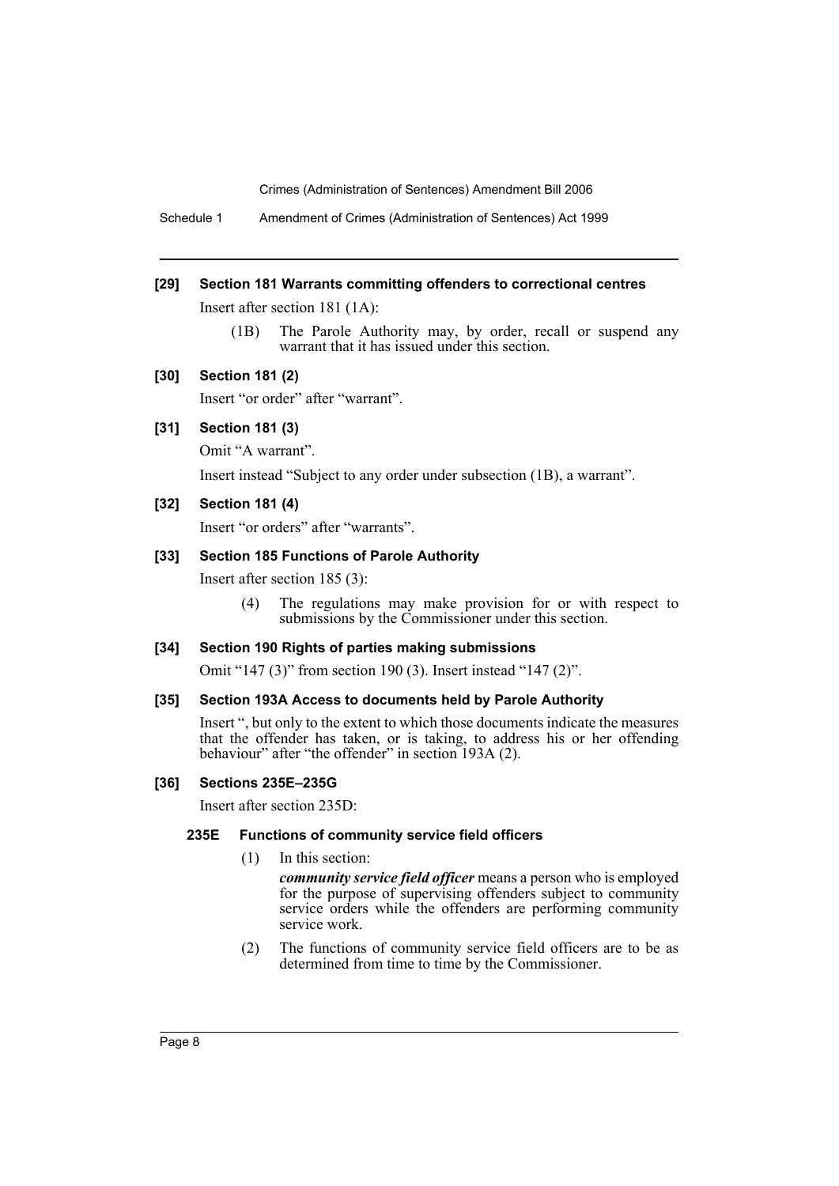**[29] Section 181 Warrants committing offenders to correctional centres**

Insert after section 181 (1A):

> (1B) The Parole Authority may, by order, recall or suspend any warrant that it has issued under this section.

**[30] Section 181 (2)**

Insert "or order" after "warrant".

**[31] Section 181 (3)**

Omit "A warrant".

Insert instead "Subject to any order under subsection (1B), a warrant".

**[32] Section 181 (4)**

Insert "or orders" after "warrants".

**[33] Section 185 Functions of Parole Authority**

Insert after section 185 (3):

> (4) The regulations may make provision for or with respect to submissions by the Commissioner under this section.

**[34] Section 190 Rights of parties making submissions**

Omit "147 (3)" from section 190 (3). Insert instead "147 (2)".

**[35] Section 193A Access to documents held by Parole Authority**

Insert ", but only to the extent to which those documents indicate the measures that the offender has taken, or is taking, to address his or her offending behaviour" after "the offender" in section 193A (2).

**[36] Sections 235E–235G**

Insert after section 235D:

**235E Functions of community service field officers**

> (1) In this section:
>
> ***community service field officer*** means a person who is employed for the purpose of supervising offenders subject to community service orders while the offenders are performing community service work.
>
> (2) The functions of community service field officers are to be as determined from time to time by the Commissioner.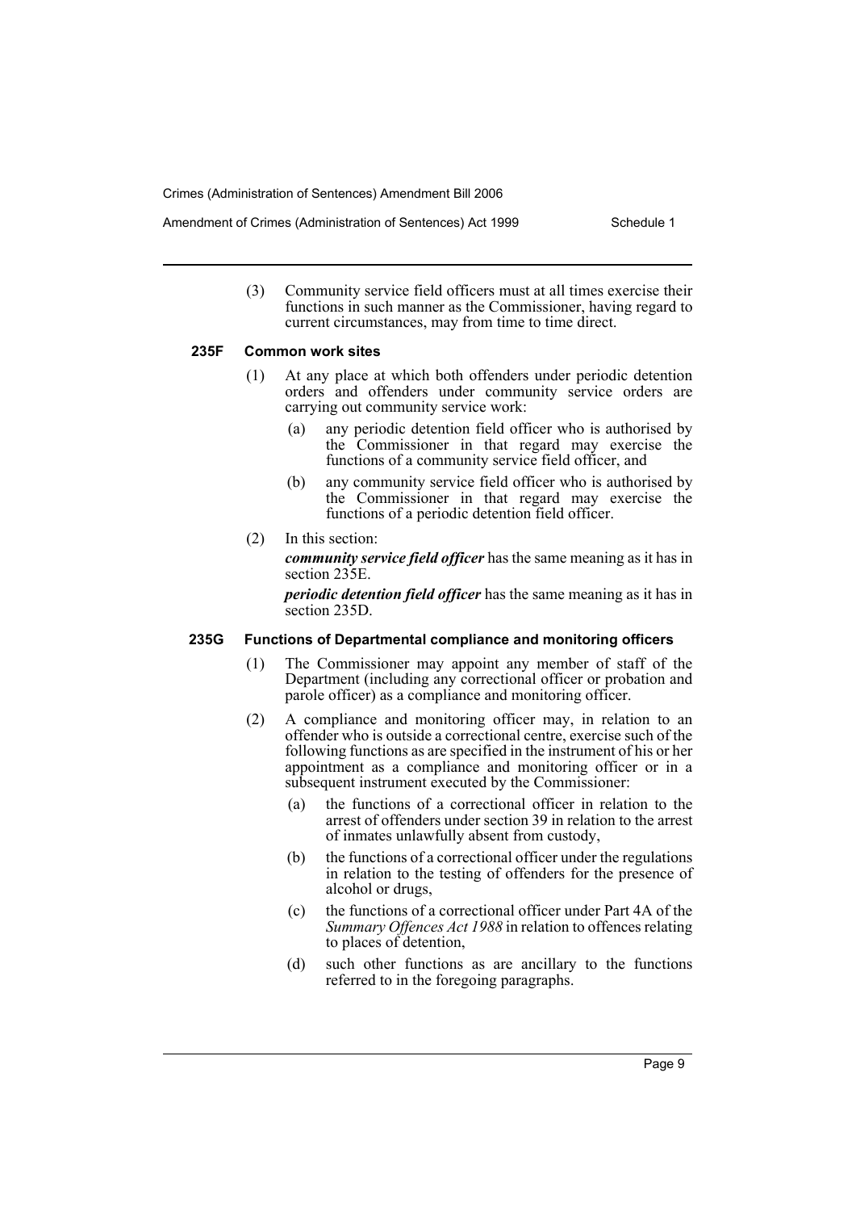(3) Community service field officers must at all times exercise their functions in such manner as the Commissioner, having regard to current circumstances, may from time to time direct.

#### 235F Common work sites

(1) At any place at which both offenders under periodic detention orders and offenders under community service orders are carrying out community service work:

(a) any periodic detention field officer who is authorised by the Commissioner in that regard may exercise the functions of a community service field officer, and

(b) any community service field officer who is authorised by the Commissioner in that regard may exercise the functions of a periodic detention field officer.

(2) In this section:

***community service field officer*** has the same meaning as it has in section 235E.

***periodic detention field officer*** has the same meaning as it has in section 235D.

#### 235G Functions of Departmental compliance and monitoring officers

(1) The Commissioner may appoint any member of staff of the Department (including any correctional officer or probation and parole officer) as a compliance and monitoring officer.

(2) A compliance and monitoring officer may, in relation to an offender who is outside a correctional centre, exercise such of the following functions as are specified in the instrument of his or her appointment as a compliance and monitoring officer or in a subsequent instrument executed by the Commissioner:

(a) the functions of a correctional officer in relation to the arrest of offenders under section 39 in relation to the arrest of inmates unlawfully absent from custody,

(b) the functions of a correctional officer under the regulations in relation to the testing of offenders for the presence of alcohol or drugs,

(c) the functions of a correctional officer under Part 4A of the *Summary Offences Act 1988* in relation to offences relating to places of detention,

(d) such other functions as are ancillary to the functions referred to in the foregoing paragraphs.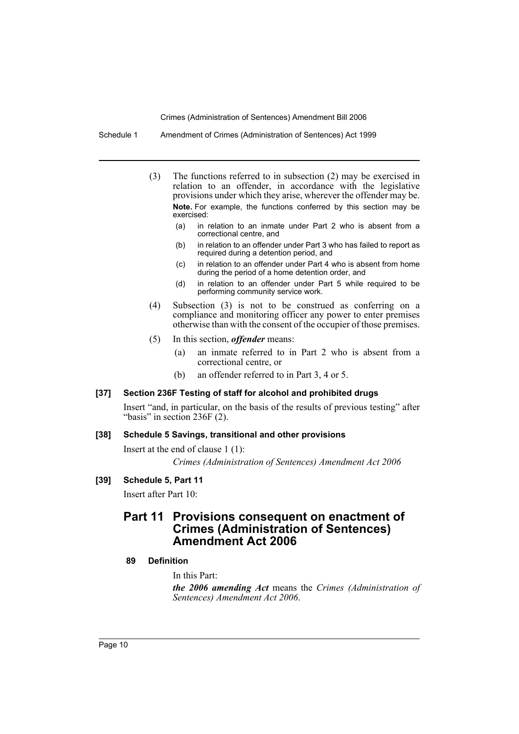(3) The functions referred to in subsection (2) may be exercised in relation to an offender, in accordance with the legislative provisions under which they arise, wherever the offender may be.

**Note.** For example, the functions conferred by this section may be exercised:

- (a) in relation to an inmate under Part 2 who is absent from a correctional centre, and
- (b) in relation to an offender under Part 3 who has failed to report as required during a detention period, and
- (c) in relation to an offender under Part 4 who is absent from home during the period of a home detention order, and
- (d) in relation to an offender under Part 5 while required to be performing community service work.

(4) Subsection (3) is not to be construed as conferring on a compliance and monitoring officer any power to enter premises otherwise than with the consent of the occupier of those premises.

(5) In this section, ***offender*** means:

- (a) an inmate referred to in Part 2 who is absent from a correctional centre, or
- (b) an offender referred to in Part 3, 4 or 5.

#### [37] Section 236F Testing of staff for alcohol and prohibited drugs

Insert "and, in particular, on the basis of the results of previous testing" after "basis" in section 236F (2).

#### [38] Schedule 5 Savings, transitional and other provisions

Insert at the end of clause 1 (1):

*Crimes (Administration of Sentences) Amendment Act 2006*

#### [39] Schedule 5, Part 11

Insert after Part 10:

## Part 11 Provisions consequent on enactment of Crimes (Administration of Sentences) Amendment Act 2006

#### 89 Definition

In this Part:

***the 2006 amending Act*** means the *Crimes (Administration of Sentences) Amendment Act 2006*.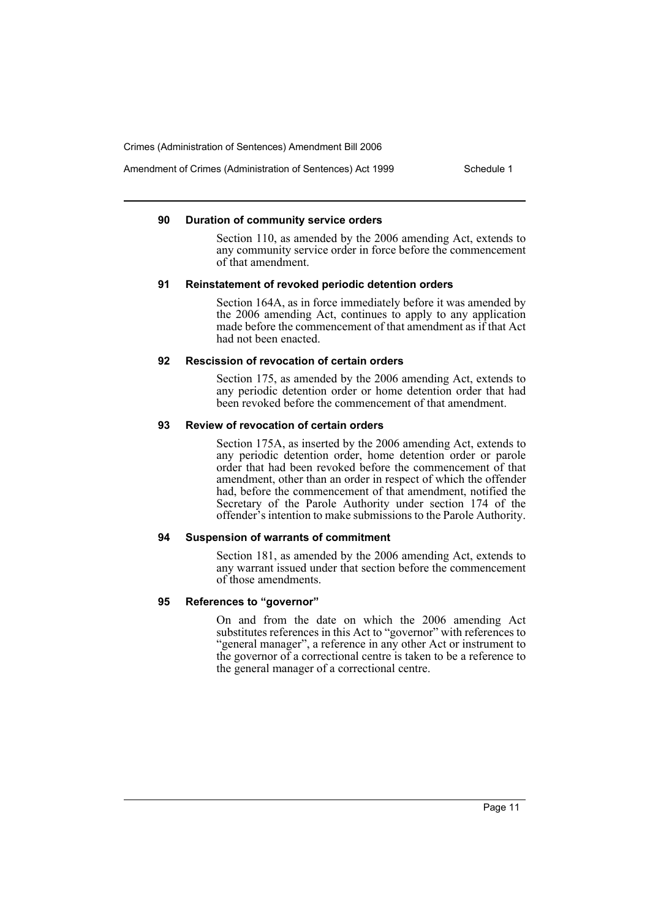#### 90 Duration of community service orders

Section 110, as amended by the 2006 amending Act, extends to any community service order in force before the commencement of that amendment.

#### 91 Reinstatement of revoked periodic detention orders

Section 164A, as in force immediately before it was amended by the 2006 amending Act, continues to apply to any application made before the commencement of that amendment as if that Act had not been enacted.

#### 92 Rescission of revocation of certain orders

Section 175, as amended by the 2006 amending Act, extends to any periodic detention order or home detention order that had been revoked before the commencement of that amendment.

#### 93 Review of revocation of certain orders

Section 175A, as inserted by the 2006 amending Act, extends to any periodic detention order, home detention order or parole order that had been revoked before the commencement of that amendment, other than an order in respect of which the offender had, before the commencement of that amendment, notified the Secretary of the Parole Authority under section 174 of the offender's intention to make submissions to the Parole Authority.

#### 94 Suspension of warrants of commitment

Section 181, as amended by the 2006 amending Act, extends to any warrant issued under that section before the commencement of those amendments.

#### 95 References to "governor"

On and from the date on which the 2006 amending Act substitutes references in this Act to "governor" with references to "general manager", a reference in any other Act or instrument to the governor of a correctional centre is taken to be a reference to the general manager of a correctional centre.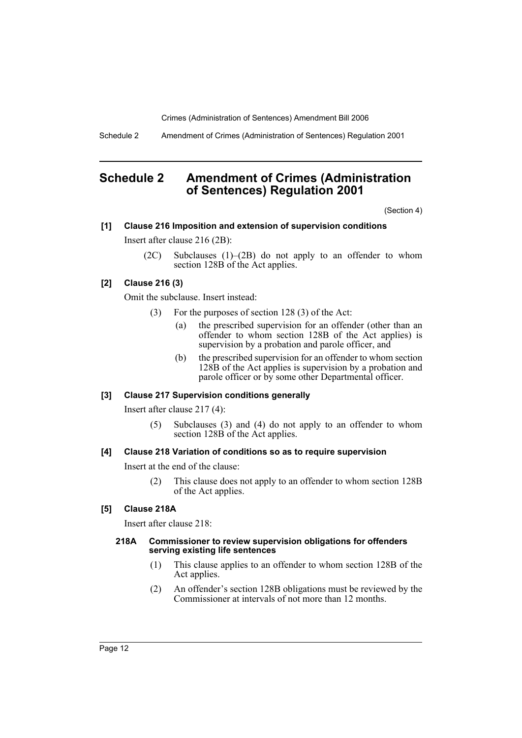# Schedule 2 Amendment of Crimes (Administration of Sentences) Regulation 2001

(Section 4)

**[1] Clause 216 Imposition and extension of supervision conditions**

Insert after clause 216 (2B):

> (2C) Subclauses (1)–(2B) do not apply to an offender to whom section 128B of the Act applies.

**[2] Clause 216 (3)**

Omit the subclause. Insert instead:

> (3) For the purposes of section 128 (3) of the Act:
>
> (a) the prescribed supervision for an offender (other than an offender to whom section 128B of the Act applies) is supervision by a probation and parole officer, and
>
> (b) the prescribed supervision for an offender to whom section 128B of the Act applies is supervision by a probation and parole officer or by some other Departmental officer.

**[3] Clause 217 Supervision conditions generally**

Insert after clause 217 (4):

> (5) Subclauses (3) and (4) do not apply to an offender to whom section 128B of the Act applies.

**[4] Clause 218 Variation of conditions so as to require supervision**

Insert at the end of the clause:

> (2) This clause does not apply to an offender to whom section 128B of the Act applies.

**[5] Clause 218A**

Insert after clause 218:

> **218A Commissioner to review supervision obligations for offenders serving existing life sentences**
>
> (1) This clause applies to an offender to whom section 128B of the Act applies.
>
> (2) An offender's section 128B obligations must be reviewed by the Commissioner at intervals of not more than 12 months.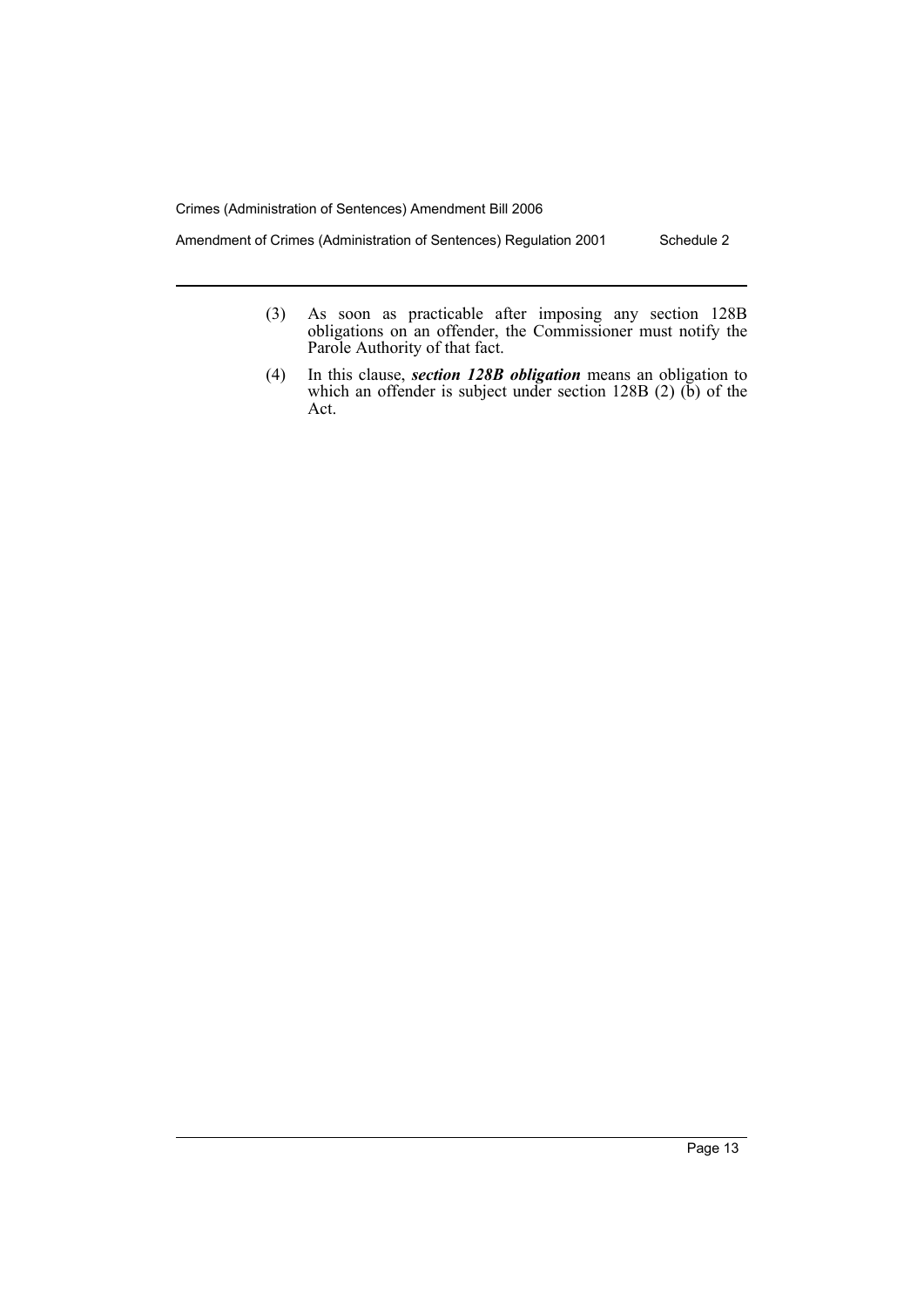(3) As soon as practicable after imposing any section 128B obligations on an offender, the Commissioner must notify the Parole Authority of that fact.

(4) In this clause, ***section 128B obligation*** means an obligation to which an offender is subject under section 128B (2) (b) of the Act.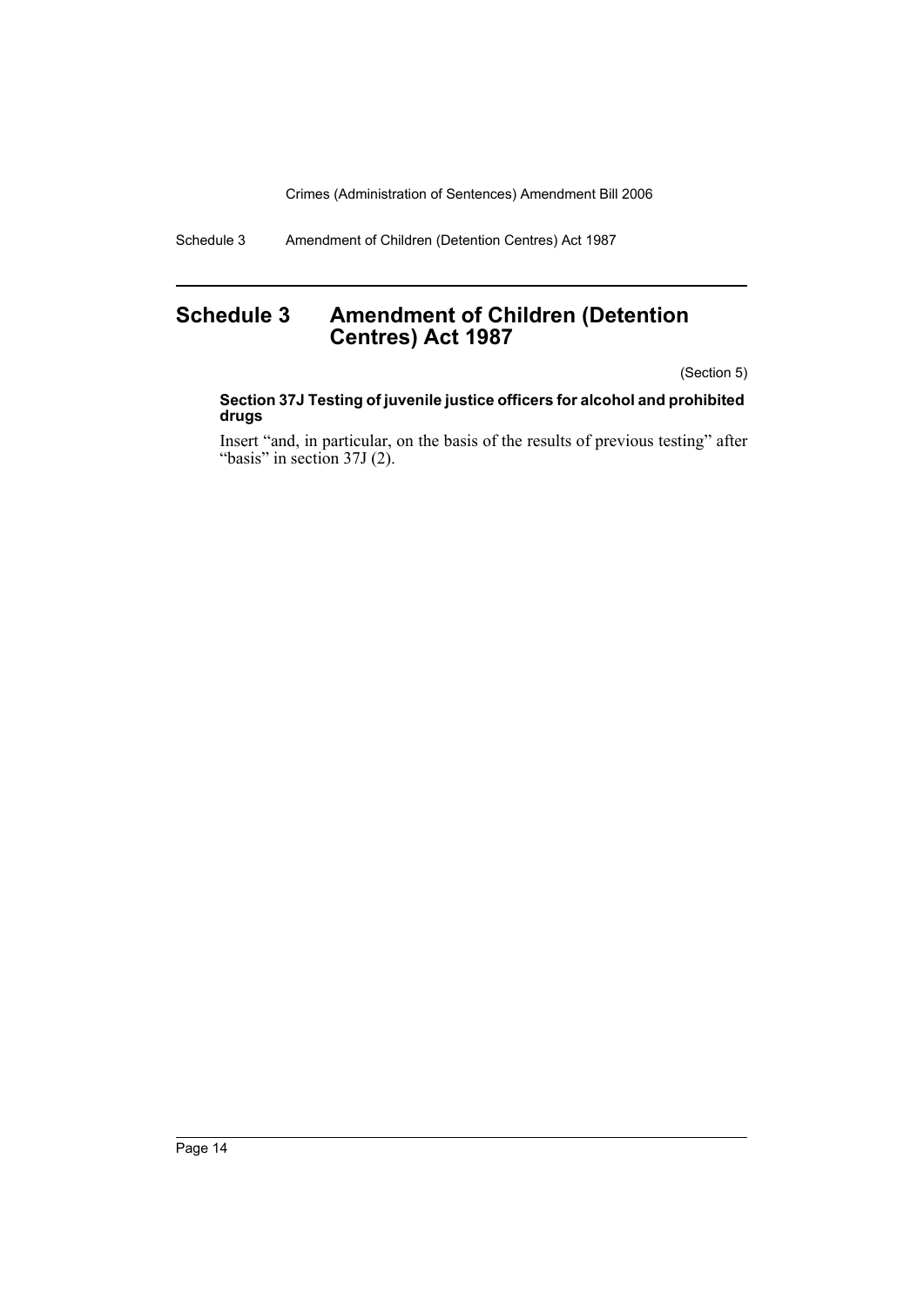# Schedule 3 Amendment of Children (Detention Centres) Act 1987

(Section 5)

**Section 37J Testing of juvenile justice officers for alcohol and prohibited drugs**

Insert "and, in particular, on the basis of the results of previous testing" after "basis" in section 37J (2).